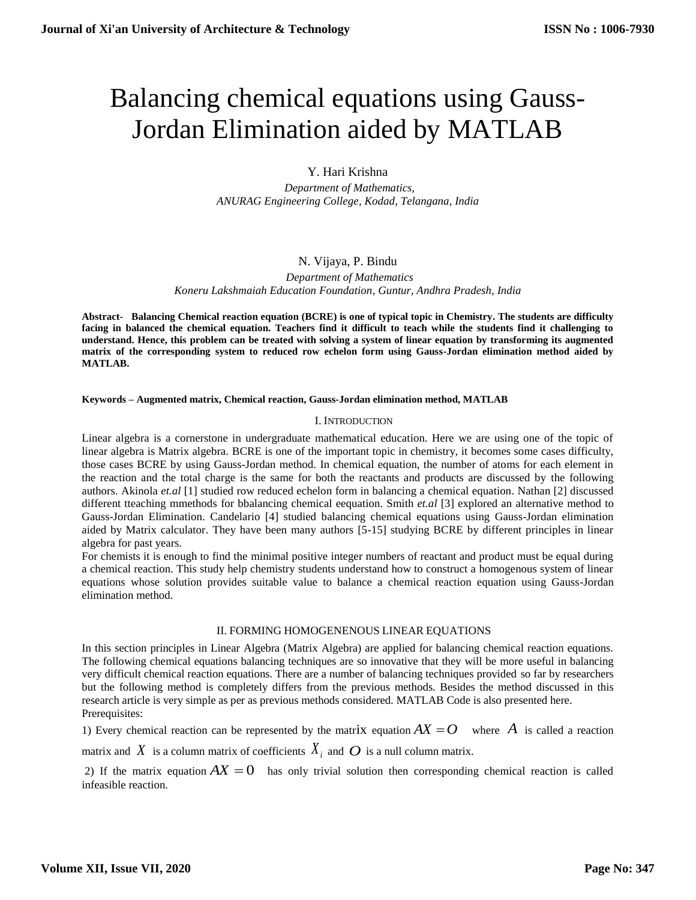# Balancing chemical equations using Gauss-Jordan Elimination aided by MATLAB

Y. Hari Krishna

*Department of Mathematics,*
*ANURAG Engineering College, Kodad, Telangana, India*

N. Vijaya, P. Bindu

*Department of Mathematics*
*Koneru Lakshmaiah Education Foundation, Guntur, Andhra Pradesh, India*

**Abstract- Balancing Chemical reaction equation (BCRE) is one of typical topic in Chemistry. The students are difficulty facing in balanced the chemical equation. Teachers find it difficult to teach while the students find it challenging to understand. Hence, this problem can be treated with solving a system of linear equation by transforming its augmented matrix of the corresponding system to reduced row echelon form using Gauss-Jordan elimination method aided by MATLAB.**

**Keywords – Augmented matrix, Chemical reaction, Gauss-Jordan elimination method, MATLAB**

## I. INTRODUCTION

Linear algebra is a cornerstone in undergraduate mathematical education. Here we are using one of the topic of linear algebra is Matrix algebra. BCRE is one of the important topic in chemistry, it becomes some cases difficulty, those cases BCRE by using Gauss-Jordan method. In chemical equation, the number of atoms for each element in the reaction and the total charge is the same for both the reactants and products are discussed by the following authors. Akinola *et.al* [1] studied row reduced echelon form in balancing a chemical equation. Nathan [2] discussed different tteaching mmethods for bbalancing chemical eequation. Smith *et.al* [3] explored an alternative method to Gauss-Jordan Elimination. Candelario [4] studied balancing chemical equations using Gauss-Jordan elimination aided by Matrix calculator. They have been many authors [5-15] studying BCRE by different principles in linear algebra for past years.

For chemists it is enough to find the minimal positive integer numbers of reactant and product must be equal during a chemical reaction. This study help chemistry students understand how to construct a homogenous system of linear equations whose solution provides suitable value to balance a chemical reaction equation using Gauss-Jordan elimination method.

## II. FORMING HOMOGENENOUS LINEAR EQUATIONS

In this section principles in Linear Algebra (Matrix Algebra) are applied for balancing chemical reaction equations. The following chemical equations balancing techniques are so innovative that they will be more useful in balancing very difficult chemical reaction equations. There are a number of balancing techniques provided so far by researchers but the following method is completely differs from the previous methods. Besides the method discussed in this research article is very simple as per as previous methods considered. MATLAB Code is also presented here.

Prerequisites:

1) Every chemical reaction can be represented by the matrix equation $AX = O$ where $A$ is called a reaction matrix and $X$ is a column matrix of coefficients $X_i$ and $O$ is a null column matrix.

2) If the matrix equation $AX = 0$ has only trivial solution then corresponding chemical reaction is called infeasible reaction.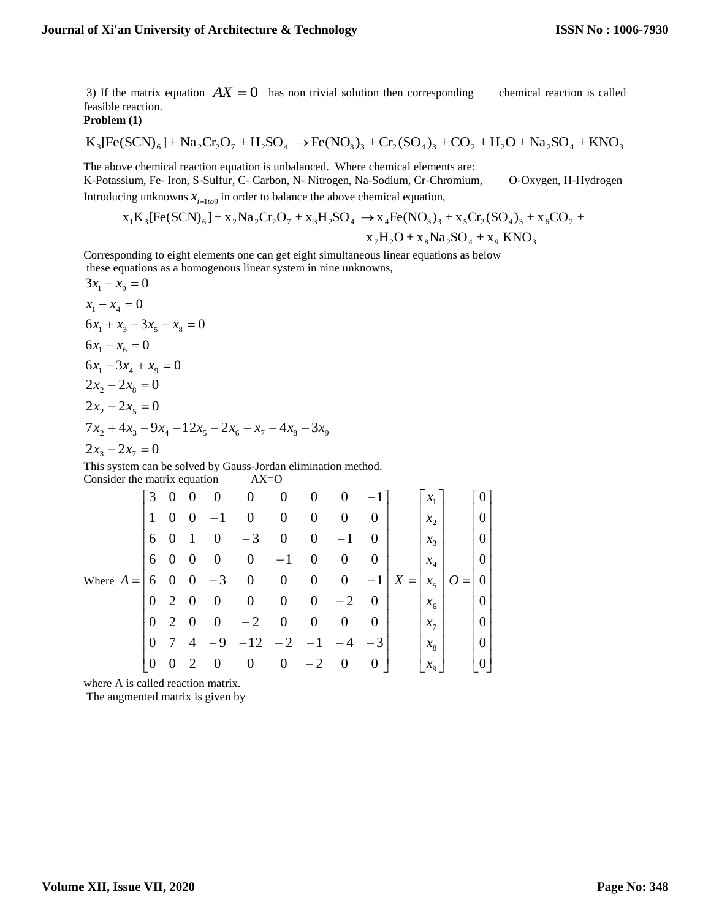3) If the matrix equation $AX = 0$ has non trivial solution then corresponding chemical reaction is called feasible reaction.

**Problem (1)**

$$K_3[Fe(SCN)_6] + Na_2Cr_2O_7 + H_2SO_4 \rightarrow Fe(NO_3)_3 + Cr_2(SO_4)_3 + CO_2 + H_2O + Na_2SO_4 + KNO_3$$

The above chemical reaction equation is unbalanced. Where chemical elements are:
K-Potassium, Fe- Iron, S-Sulfur, C- Carbon, N- Nitrogen, Na-Sodium, Cr-Chromium, O-Oxygen, H-Hydrogen

Introducing unknowns $x_{i=1to9}$ in order to balance the above chemical equation,

$$x_1K_3[Fe(SCN)_6] + x_2Na_2Cr_2O_7 + x_3H_2SO_4 \rightarrow x_4Fe(NO_3)_3 + x_5Cr_2(SO_4)_3 + x_6CO_2 + x_7H_2O + x_8Na_2SO_4 + x_9\ KNO_3$$

Corresponding to eight elements one can get eight simultaneous linear equations as below these equations as a homogenous linear system in nine unknowns,

$$3x_1 - x_9 = 0$$

$$x_1 - x_4 = 0$$

$$6x_1 + x_3 - 3x_5 - x_8 = 0$$

$$6x_1 - x_6 = 0$$

$$6x_1 - 3x_4 + x_9 = 0$$

$$2x_2 - 2x_8 = 0$$

$$2x_2 - 2x_5 = 0$$

$$7x_2 + 4x_3 - 9x_4 - 12x_5 - 2x_6 - x_7 - 4x_8 - 3x_9$$

$$2x_3 - 2x_7 = 0$$

This system can be solved by Gauss-Jordan elimination method.

Consider the matrix equation AX=O

$$\text{Where } A = \begin{bmatrix} 3 & 0 & 0 & 0 & 0 & 0 & 0 & 0 & -1 \\ 1 & 0 & 0 & -1 & 0 & 0 & 0 & 0 & 0 \\ 6 & 0 & 1 & 0 & -3 & 0 & 0 & -1 & 0 \\ 6 & 0 & 0 & 0 & 0 & -1 & 0 & 0 & 0 \\ 6 & 0 & 0 & -3 & 0 & 0 & 0 & 0 & -1 \\ 0 & 2 & 0 & 0 & 0 & 0 & 0 & -2 & 0 \\ 0 & 2 & 0 & 0 & -2 & 0 & 0 & 0 & 0 \\ 0 & 7 & 4 & -9 & -12 & -2 & -1 & -4 & -3 \\ 0 & 0 & 2 & 0 & 0 & 0 & -2 & 0 & 0 \end{bmatrix} \quad X = \begin{bmatrix} x_1 \\ x_2 \\ x_3 \\ x_4 \\ x_5 \\ x_6 \\ x_7 \\ x_8 \\ x_9 \end{bmatrix} \quad O = \begin{bmatrix} 0 \\ 0 \\ 0 \\ 0 \\ 0 \\ 0 \\ 0 \\ 0 \\ 0 \end{bmatrix}$$

where A is called reaction matrix.

The augmented matrix is given by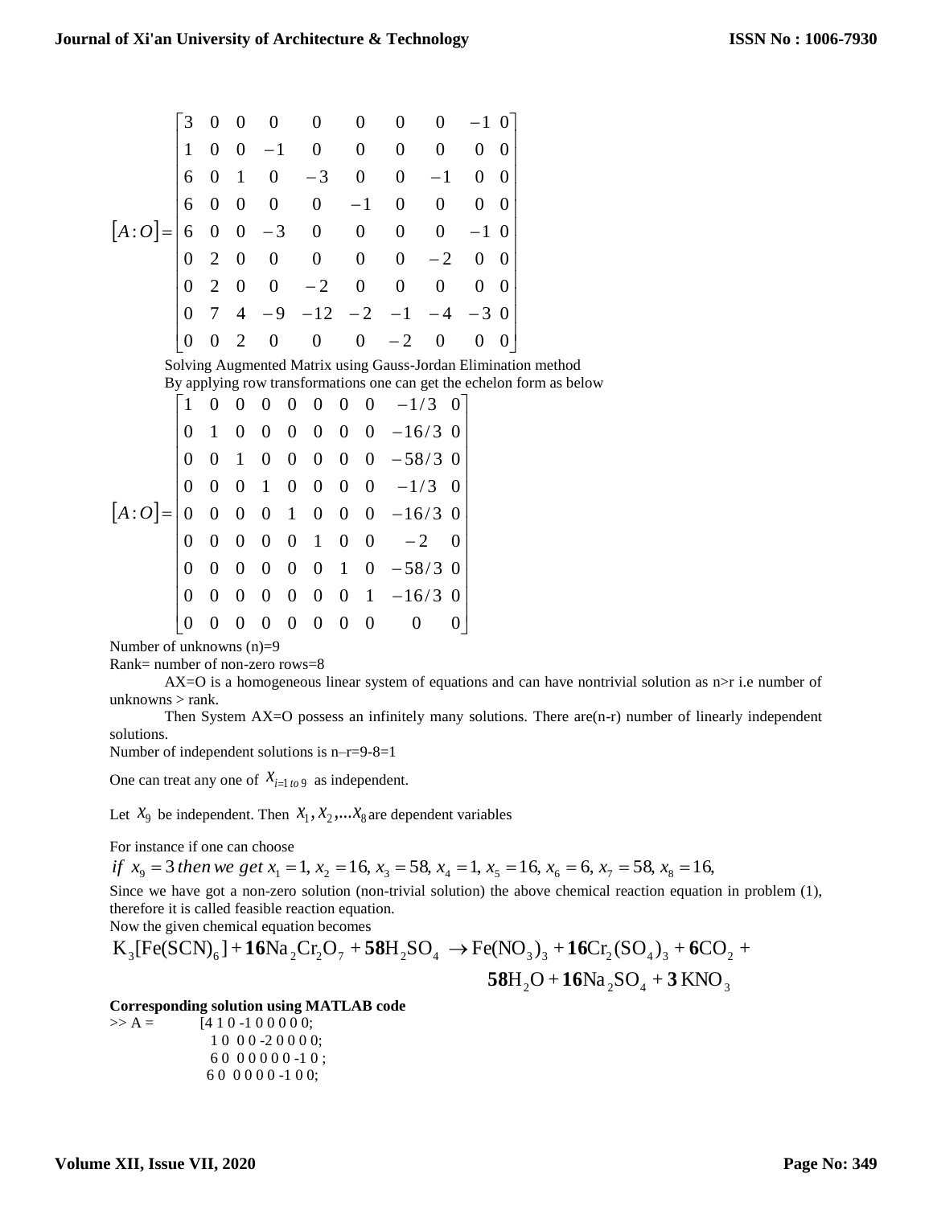$$[A:O]=\begin{bmatrix} 3 & 0 & 0 & 0 & 0 & 0 & 0 & 0 & -1 & 0 \\ 1 & 0 & 0 & -1 & 0 & 0 & 0 & 0 & 0 & 0 \\ 6 & 0 & 1 & 0 & -3 & 0 & 0 & -1 & 0 & 0 \\ 6 & 0 & 0 & 0 & 0 & -1 & 0 & 0 & 0 & 0 \\ 6 & 0 & 0 & -3 & 0 & 0 & 0 & 0 & -1 & 0 \\ 0 & 2 & 0 & 0 & 0 & 0 & 0 & -2 & 0 & 0 \\ 0 & 2 & 0 & 0 & -2 & 0 & 0 & 0 & 0 & 0 \\ 0 & 7 & 4 & -9 & -12 & -2 & -1 & -4 & -3 & 0 \\ 0 & 0 & 2 & 0 & 0 & 0 & -2 & 0 & 0 & 0 \end{bmatrix}$$

Solving Augmented Matrix using Gauss-Jordan Elimination method

By applying row transformations one can get the echelon form as below

$$[A:O]=\begin{bmatrix} 1 & 0 & 0 & 0 & 0 & 0 & 0 & 0 & -1/3 & 0 \\ 0 & 1 & 0 & 0 & 0 & 0 & 0 & 0 & -16/3 & 0 \\ 0 & 0 & 1 & 0 & 0 & 0 & 0 & 0 & -58/3 & 0 \\ 0 & 0 & 0 & 1 & 0 & 0 & 0 & 0 & -1/3 & 0 \\ 0 & 0 & 0 & 0 & 1 & 0 & 0 & 0 & -16/3 & 0 \\ 0 & 0 & 0 & 0 & 0 & 1 & 0 & 0 & -2 & 0 \\ 0 & 0 & 0 & 0 & 0 & 0 & 1 & 0 & -58/3 & 0 \\ 0 & 0 & 0 & 0 & 0 & 0 & 0 & 1 & -16/3 & 0 \\ 0 & 0 & 0 & 0 & 0 & 0 & 0 & 0 & 0 & 0 \end{bmatrix}$$

Number of unknowns (n)=9

Rank= number of non-zero rows=8

AX=O is a homogeneous linear system of equations and can have nontrivial solution as n>r i.e number of unknowns > rank.

Then System AX=O possess an infinitely many solutions. There are(n-r) number of linearly independent solutions.

Number of independent solutions is n–r=9-8=1

One can treat any one of $x_{i=1\ to\ 9}$ as independent.

Let $x_9$ be independent. Then $x_1, x_2, \ldots x_8$ are dependent variables

For instance if one can choose

$$if\ x_9 = 3\ then\ we\ get\ x_1 = 1,\ x_2 = 16,\ x_3 = 58,\ x_4 = 1,\ x_5 = 16,\ x_6 = 6,\ x_7 = 58,\ x_8 = 16,$$

Since we have got a non-zero solution (non-trivial solution) the above chemical reaction equation in problem (1), therefore it is called feasible reaction equation.

Now the given chemical equation becomes

$$K_3[Fe(SCN)_6] + \mathbf{16}Na_2Cr_2O_7 + \mathbf{58}H_2SO_4 \rightarrow Fe(NO_3)_3 + \mathbf{16}Cr_2(SO_4)_3 + \mathbf{6}CO_2 + \mathbf{58}H_2O + \mathbf{16}Na_2SO_4 + \mathbf{3}\,KNO_3$$

**Corresponding solution using MATLAB code**

```
>> A =      [4 1 0 -1 0 0 0 0 0;
              1 0  0 0 -2 0 0 0 0;
              6 0  0 0 0 0 0 -1 0 ;
             6 0  0 0 0 0 -1 0 0;
```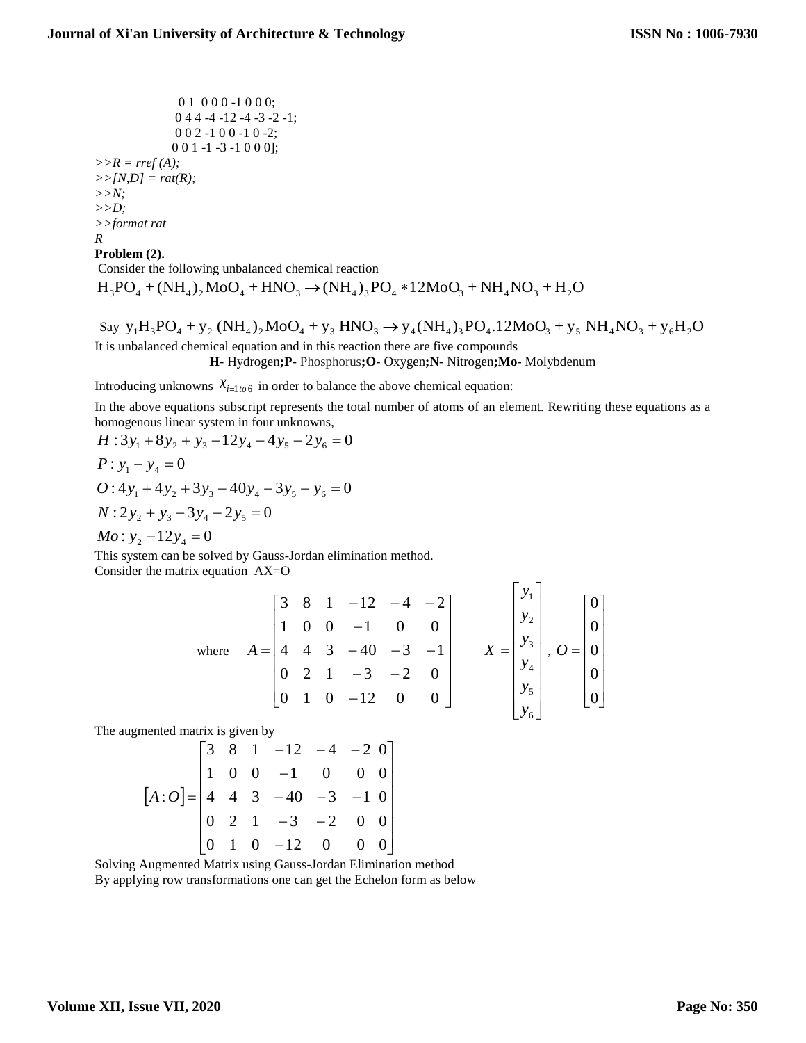```
          0 1  0 0 0 -1 0 0 0;
          0 4 4 -4 -12 -4 -3 -2 -1;
          0 0 2 -1 0 0 -1 0 -2;
          0 0 1 -1 -3 -1 0 0 0];
>>R = rref (A);
>>[N,D] = rat(R);
>>N;
>>D;
>>format rat
R
```

**Problem (2).**

Consider the following unbalanced chemical reaction

$$H_3PO_4 + (NH_4)_2MoO_4 + HNO_3 \rightarrow (NH_4)_3PO_4 * 12MoO_3 + NH_4NO_3 + H_2O$$

Say $y_1 H_3PO_4 + y_2 (NH_4)_2MoO_4 + y_3 HNO_3 \rightarrow y_4 (NH_4)_3PO_4.12MoO_3 + y_5 NH_4NO_3 + y_6 H_2O$

It is unbalanced chemical equation and in this reaction there are five compounds

**H-** Hydrogen**;P-** Phosphorus**;O-** Oxygen**;N-** Nitrogen**;Mo-** Molybdenum

Introducing unknowns $x_{i=1 \, to \, 6}$ in order to balance the above chemical equation:

In the above equations subscript represents the total number of atoms of an element. Rewriting these equations as a homogenous linear system in four unknowns,

$$H: 3y_1 + 8y_2 + y_3 - 12y_4 - 4y_5 - 2y_6 = 0$$

$$P: y_1 - y_4 = 0$$

$$O: 4y_1 + 4y_2 + 3y_3 - 40y_4 - 3y_5 - y_6 = 0$$

$$N: 2y_2 + y_3 - 3y_4 - 2y_5 = 0$$

$$Mo: y_2 - 12y_4 = 0$$

This system can be solved by Gauss-Jordan elimination method.

Consider the matrix equation AX=O

$$\text{where} \quad A = \begin{bmatrix} 3 & 8 & 1 & -12 & -4 & -2 \\ 1 & 0 & 0 & -1 & 0 & 0 \\ 4 & 4 & 3 & -40 & -3 & -1 \\ 0 & 2 & 1 & -3 & -2 & 0 \\ 0 & 1 & 0 & -12 & 0 & 0 \end{bmatrix} \quad X = \begin{bmatrix} y_1 \\ y_2 \\ y_3 \\ y_4 \\ y_5 \\ y_6 \end{bmatrix}, \; O = \begin{bmatrix} 0 \\ 0 \\ 0 \\ 0 \\ 0 \end{bmatrix}$$

The augmented matrix is given by

$$[A:O] = \begin{bmatrix} 3 & 8 & 1 & -12 & -4 & -2 & 0 \\ 1 & 0 & 0 & -1 & 0 & 0 & 0 \\ 4 & 4 & 3 & -40 & -3 & -1 & 0 \\ 0 & 2 & 1 & -3 & -2 & 0 & 0 \\ 0 & 1 & 0 & -12 & 0 & 0 & 0 \end{bmatrix}$$

Solving Augmented Matrix using Gauss-Jordan Elimination method

By applying row transformations one can get the Echelon form as below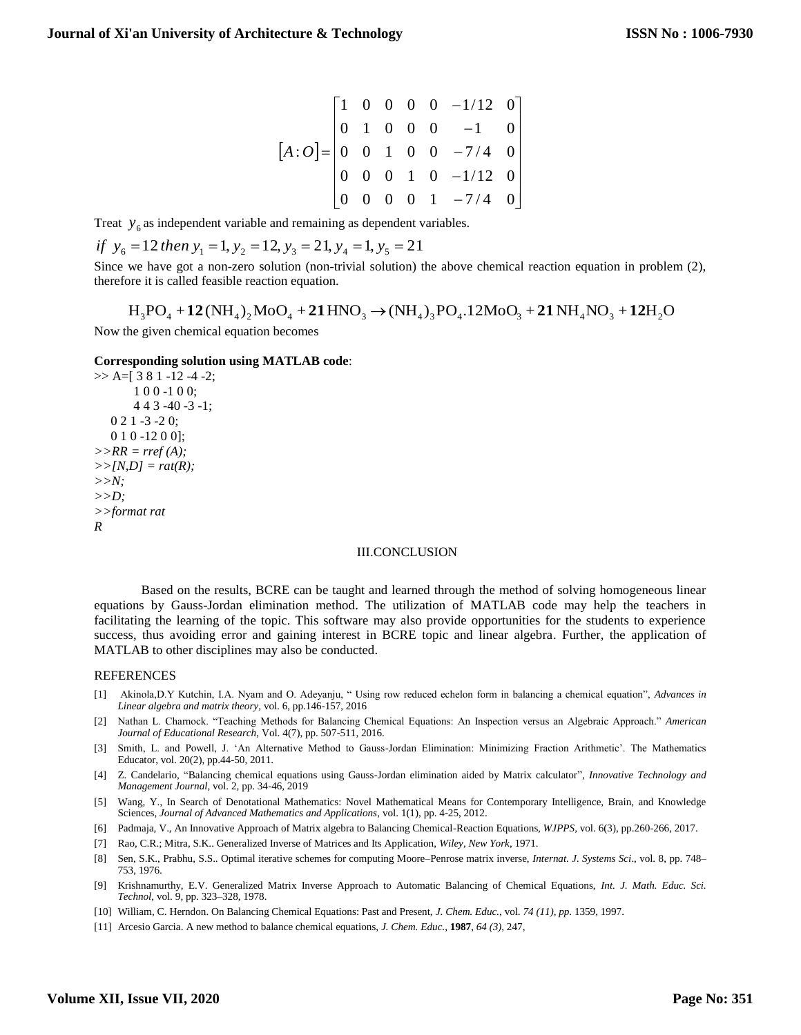$$[A:O] = \begin{bmatrix} 1 & 0 & 0 & 0 & 0 & -1/12 & 0 \\ 0 & 1 & 0 & 0 & 0 & -1 & 0 \\ 0 & 0 & 1 & 0 & 0 & -7/4 & 0 \\ 0 & 0 & 0 & 1 & 0 & -1/12 & 0 \\ 0 & 0 & 0 & 0 & 1 & -7/4 & 0 \end{bmatrix}$$

Treat $y_6$ as independent variable and remaining as dependent variables.

$$if\ y_6 = 12\ then\ y_1 = 1, y_2 = 12, y_3 = 21, y_4 = 1, y_5 = 21$$

Since we have got a non-zero solution (non-trivial solution) the above chemical reaction equation in problem (2), therefore it is called feasible reaction equation.

$$H_3PO_4 + \mathbf{12}(NH_4)_2MoO_4 + \mathbf{21}HNO_3 \rightarrow (NH_4)_3PO_4.12MoO_3 + \mathbf{21}NH_4NO_3 + \mathbf{12}H_2O$$

Now the given chemical equation becomes

**Corresponding solution using MATLAB code**:

```
>> A=[ 3 8 1 -12 -4 -2;
        1 0 0 -1 0 0;
        4 4 3 -40 -3 -1;
    0 2 1 -3 -2 0;
    0 1 0 -12 0 0];
>>RR = rref (A);
>>[N,D] = rat(R);
>>N;
>>D;
>>format rat
R
```

## III.CONCLUSION

Based on the results, BCRE can be taught and learned through the method of solving homogeneous linear equations by Gauss-Jordan elimination method. The utilization of MATLAB code may help the teachers in facilitating the learning of the topic. This software may also provide opportunities for the students to experience success, thus avoiding error and gaining interest in BCRE topic and linear algebra. Further, the application of MATLAB to other disciplines may also be conducted.

## REFERENCES

[1] Akinola,D.Y Kutchin, I.A. Nyam and O. Adeyanju, " Using row reduced echelon form in balancing a chemical equation", *Advances in Linear algebra and matrix theory*, vol. 6, pp.146-157, 2016

[2] Nathan L. Charnock. "Teaching Methods for Balancing Chemical Equations: An Inspection versus an Algebraic Approach." *American Journal of Educational Research*, Vol. 4(7), pp. 507-511, 2016.

[3] Smith, L. and Powell, J. 'An Alternative Method to Gauss-Jordan Elimination: Minimizing Fraction Arithmetic'. The Mathematics Educator, vol. 20(2), pp.44-50, 2011.

[4] Z. Candelario, "Balancing chemical equations using Gauss-Jordan elimination aided by Matrix calculator", *Innovative Technology and Management Journal*, vol. 2, pp. 34-46, 2019

[5] Wang, Y., In Search of Denotational Mathematics: Novel Mathematical Means for Contemporary Intelligence, Brain, and Knowledge Sciences, *Journal of Advanced Mathematics and Applications*, vol. 1(1), pp. 4-25, 2012.

[6] Padmaja, V., An Innovative Approach of Matrix algebra to Balancing Chemical-Reaction Equations, *WJPPS*, vol. 6(3), pp.260-266, 2017.

[7] Rao, C.R.; Mitra, S.K.. Generalized Inverse of Matrices and Its Application, *Wiley, New York*, 1971.

[8] Sen, S.K., Prabhu, S.S.. Optimal iterative schemes for computing Moore–Penrose matrix inverse, *Internat. J. Systems Sci*., vol. 8, pp. 748–753, 1976.

[9] Krishnamurthy, E.V. Generalized Matrix Inverse Approach to Automatic Balancing of Chemical Equations, *Int. J. Math. Educ. Sci. Technol*, vol. 9, pp. 323–328, 1978.

[10] William, C. Herndon. On Balancing Chemical Equations: Past and Present, *J. Chem. Educ.*, vol. *74 (11), pp.* 1359, 1997.

[11] Arcesio Garcia. A new method to balance chemical equations, *J. Chem. Educ.*, **1987**, *64 (3)*, 247,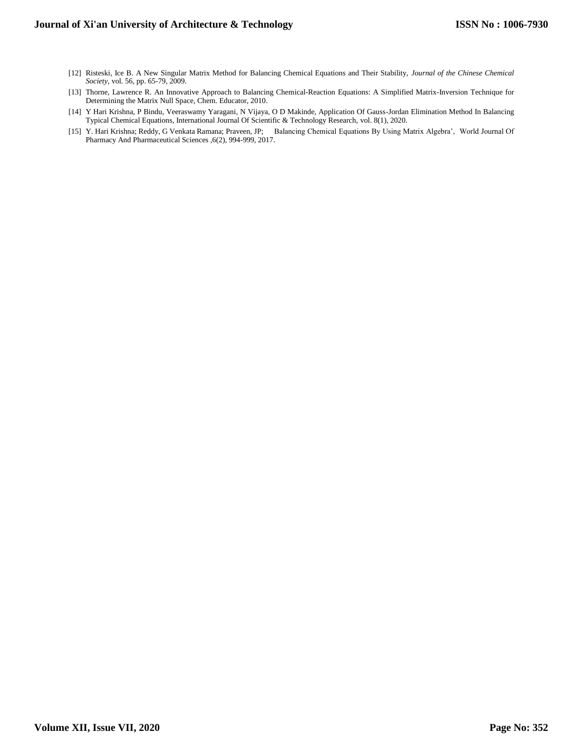[12] Risteski, Ice B. A New Singular Matrix Method for Balancing Chemical Equations and Their Stability, *Journal of the Chinese Chemical Society*, vol. 56, pp. 65-79, 2009.

[13] Thorne, Lawrence R. An Innovative Approach to Balancing Chemical-Reaction Equations: A Simplified Matrix-Inversion Technique for Determining the Matrix Null Space, Chem. Educator, 2010.

[14] Y Hari Krishna, P Bindu, Veeraswamy Yaragani, N Vijaya, O D Makinde, Application Of Gauss-Jordan Elimination Method In Balancing Typical Chemical Equations, International Journal Of Scientific & Technology Research, vol. 8(1), 2020.

[15] Y. Hari Krishna; Reddy, G Venkata Ramana; Praveen, JP; Balancing Chemical Equations By Using Matrix Algebra', World Journal Of Pharmacy And Pharmaceutical Sciences ,6(2), 994-999, 2017.